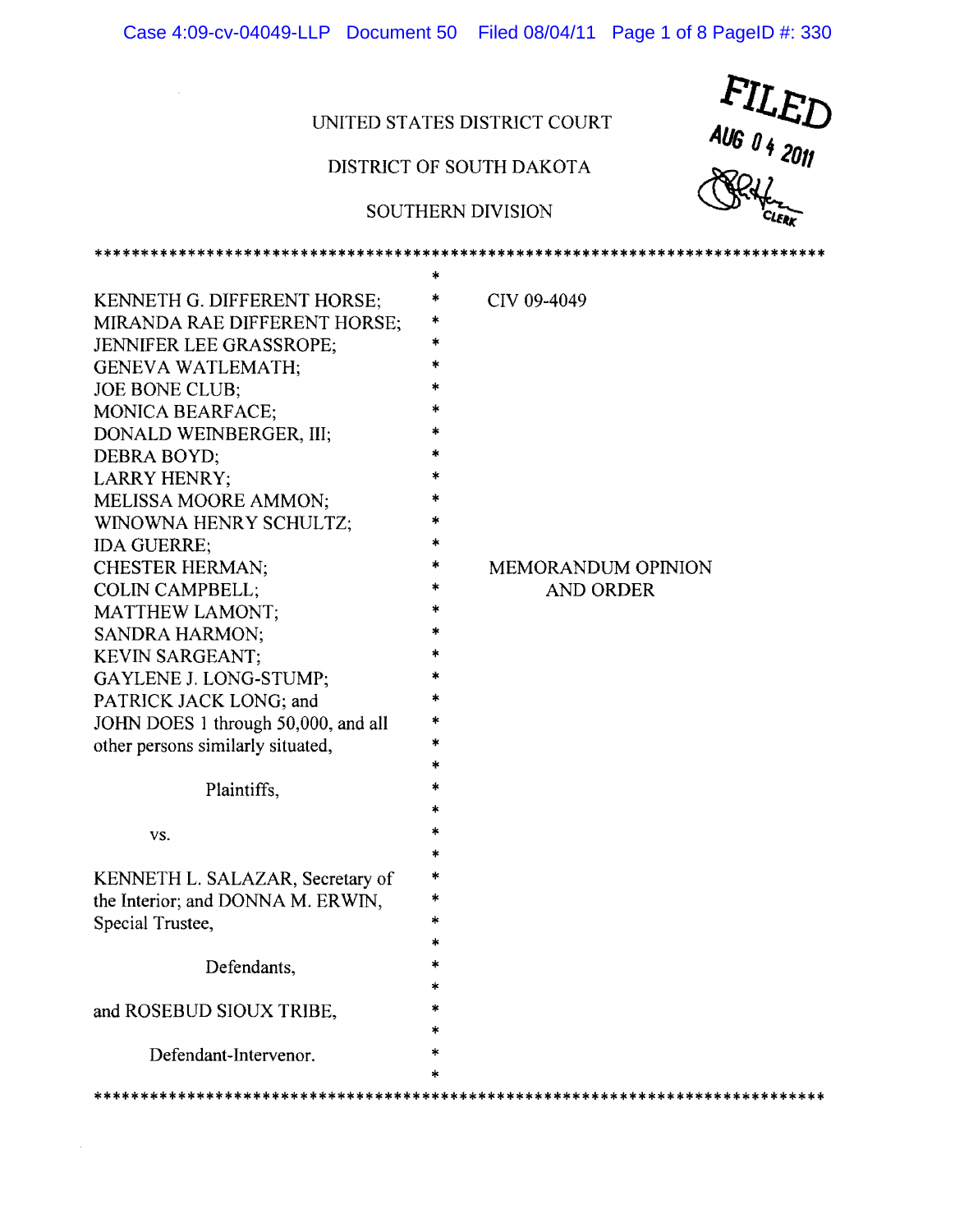UNITED STATES DISTRICT COURT

DISTRICT OF SOUTH DAKOTA

SOUTHERN DIVISION

FILED
AUG 04 2011
CLERK

******************************************************************************

KENNETH G. DIFFERENT HORSE;
MIRANDA RAE DIFFERENT HORSE;
JENNIFER LEE GRASSROPE;
GENEVA WATLEMATH;
JOE BONE CLUB;
MONICA BEARFACE;
DONALD WEINBERGER, III;
DEBRA BOYD;
LARRY HENRY;
MELISSA MOORE AMMON;
WINOWNA HENRY SCHULTZ;
IDA GUERRE;
CHESTER HERMAN;
COLIN CAMPBELL;
MATTHEW LAMONT;
SANDRA HARMON;
KEVIN SARGEANT;
GAYLENE J. LONG-STUMP;
PATRICK JACK LONG; and
JOHN DOES 1 through 50,000, and all other persons similarly situated,

Plaintiffs,

vs.

KENNETH L. SALAZAR, Secretary of the Interior; and DONNA M. ERWIN, Special Trustee,

Defendants,

and ROSEBUD SIOUX TRIBE,

Defendant-Intervenor.

CIV 09-4049

MEMORANDUM OPINION AND ORDER

******************************************************************************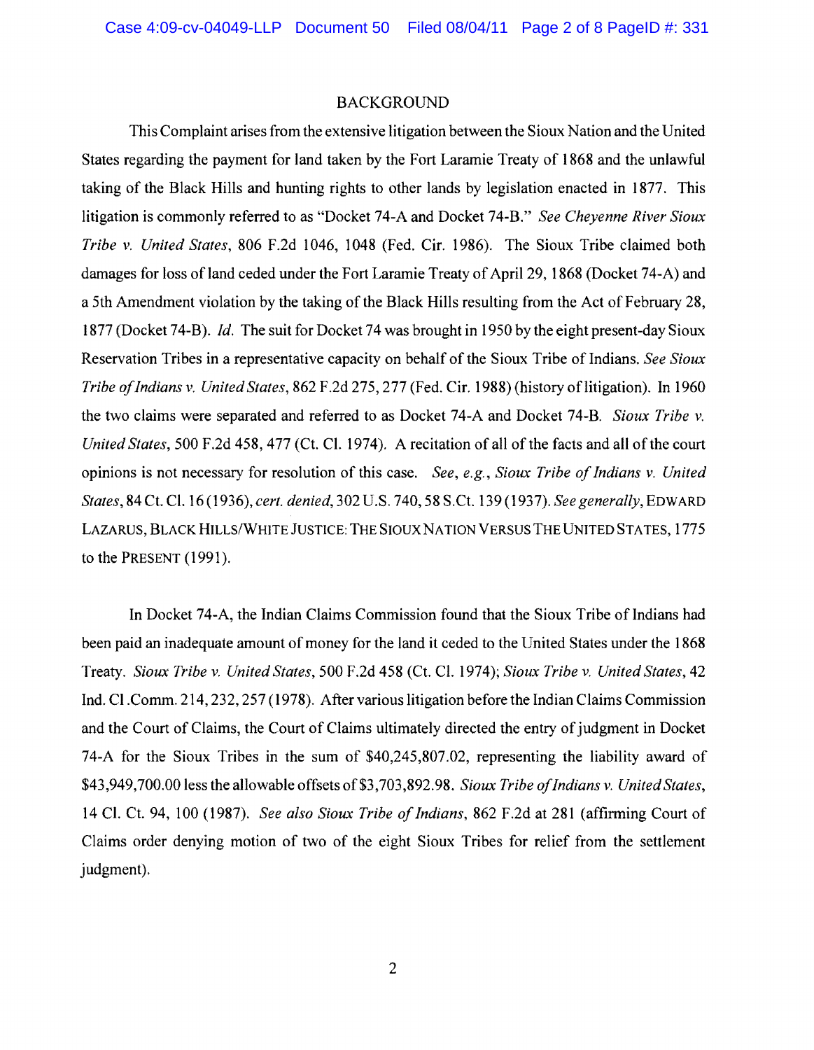## BACKGROUND

This Complaint arises from the extensive litigation between the Sioux Nation and the United States regarding the payment for land taken by the Fort Laramie Treaty of 1868 and the unlawful taking of the Black Hills and hunting rights to other lands by legislation enacted in 1877. This litigation is commonly referred to as "Docket 74-A and Docket 74-B." *See Cheyenne River Sioux Tribe v. United States*, 806 F.2d 1046, 1048 (Fed. Cir. 1986). The Sioux Tribe claimed both damages for loss of land ceded under the Fort Laramie Treaty of April 29, 1868 (Docket 74-A) and a 5th Amendment violation by the taking of the Black Hills resulting from the Act of February 28, 1877 (Docket 74-B). *Id.* The suit for Docket 74 was brought in 1950 by the eight present-day Sioux Reservation Tribes in a representative capacity on behalf of the Sioux Tribe of Indians. *See Sioux Tribe of Indians v. United States*, 862 F.2d 275, 277 (Fed. Cir. 1988) (history of litigation). In 1960 the two claims were separated and referred to as Docket 74-A and Docket 74-B. *Sioux Tribe v. United States*, 500 F.2d 458, 477 (Ct. Cl. 1974). A recitation of all of the facts and all of the court opinions is not necessary for resolution of this case. *See, e.g., Sioux Tribe of Indians v. United States*, 84 Ct. Cl. 16 (1936), *cert. denied*, 302 U.S. 740, 58 S.Ct. 139 (1937). *See generally*, EDWARD LAZARUS, BLACK HILLS/WHITE JUSTICE: THE SIOUX NATION VERSUS THE UNITED STATES, 1775 to the PRESENT (1991).

In Docket 74-A, the Indian Claims Commission found that the Sioux Tribe of Indians had been paid an inadequate amount of money for the land it ceded to the United States under the 1868 Treaty. *Sioux Tribe v. United States*, 500 F.2d 458 (Ct. Cl. 1974); *Sioux Tribe v. United States*, 42 Ind. Cl .Comm. 214, 232, 257 (1978). After various litigation before the Indian Claims Commission and the Court of Claims, the Court of Claims ultimately directed the entry of judgment in Docket 74-A for the Sioux Tribes in the sum of $40,245,807.02, representing the liability award of $43,949,700.00 less the allowable offsets of $3,703,892.98. *Sioux Tribe of Indians v. United States*, 14 Cl. Ct. 94, 100 (1987). *See also Sioux Tribe of Indians*, 862 F.2d at 281 (affirming Court of Claims order denying motion of two of the eight Sioux Tribes for relief from the settlement judgment).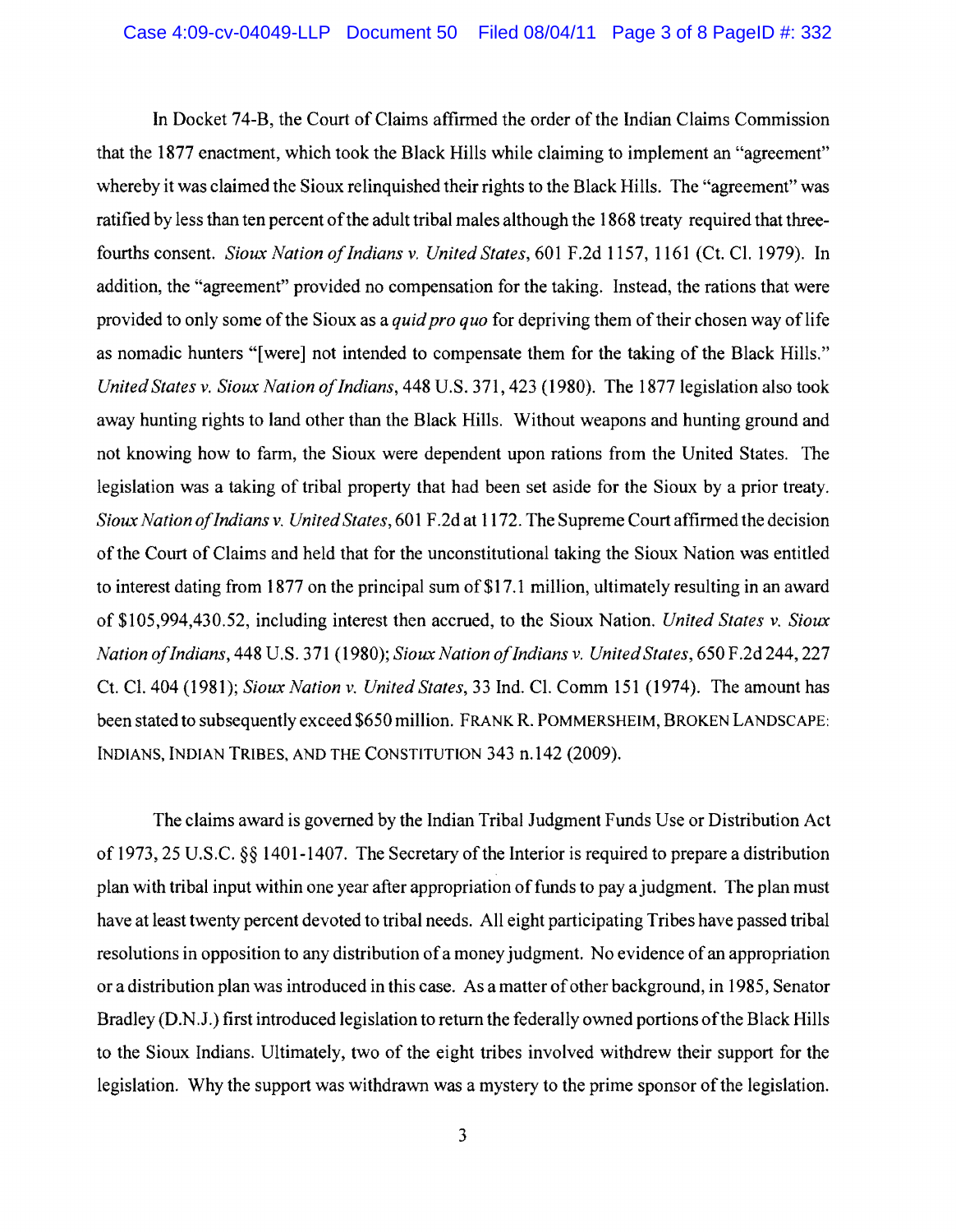In Docket 74-B, the Court of Claims affirmed the order of the Indian Claims Commission that the 1877 enactment, which took the Black Hills while claiming to implement an "agreement" whereby it was claimed the Sioux relinquished their rights to the Black Hills. The "agreement" was ratified by less than ten percent of the adult tribal males although the 1868 treaty required that three-fourths consent. *Sioux Nation of Indians v. United States*, 601 F.2d 1157, 1161 (Ct. Cl. 1979). In addition, the "agreement" provided no compensation for the taking. Instead, the rations that were provided to only some of the Sioux as a *quid pro quo* for depriving them of their chosen way of life as nomadic hunters "[were] not intended to compensate them for the taking of the Black Hills." *United States v. Sioux Nation of Indians*, 448 U.S. 371, 423 (1980). The 1877 legislation also took away hunting rights to land other than the Black Hills. Without weapons and hunting ground and not knowing how to farm, the Sioux were dependent upon rations from the United States. The legislation was a taking of tribal property that had been set aside for the Sioux by a prior treaty. *Sioux Nation of Indians v. United States*, 601 F.2d at 1172. The Supreme Court affirmed the decision of the Court of Claims and held that for the unconstitutional taking the Sioux Nation was entitled to interest dating from 1877 on the principal sum of $17.1 million, ultimately resulting in an award of $105,994,430.52, including interest then accrued, to the Sioux Nation. *United States v. Sioux Nation of Indians*, 448 U.S. 371 (1980); *Sioux Nation of Indians v. United States*, 650 F.2d 244, 227 Ct. Cl. 404 (1981); *Sioux Nation v. United States*, 33 Ind. Cl. Comm 151 (1974). The amount has been stated to subsequently exceed $650 million. FRANK R. POMMERSHEIM, BROKEN LANDSCAPE: INDIANS, INDIAN TRIBES, AND THE CONSTITUTION 343 n.142 (2009).

The claims award is governed by the Indian Tribal Judgment Funds Use or Distribution Act of 1973, 25 U.S.C. §§ 1401-1407. The Secretary of the Interior is required to prepare a distribution plan with tribal input within one year after appropriation of funds to pay a judgment. The plan must have at least twenty percent devoted to tribal needs. All eight participating Tribes have passed tribal resolutions in opposition to any distribution of a money judgment. No evidence of an appropriation or a distribution plan was introduced in this case. As a matter of other background, in 1985, Senator Bradley (D.N.J.) first introduced legislation to return the federally owned portions of the Black Hills to the Sioux Indians. Ultimately, two of the eight tribes involved withdrew their support for the legislation. Why the support was withdrawn was a mystery to the prime sponsor of the legislation.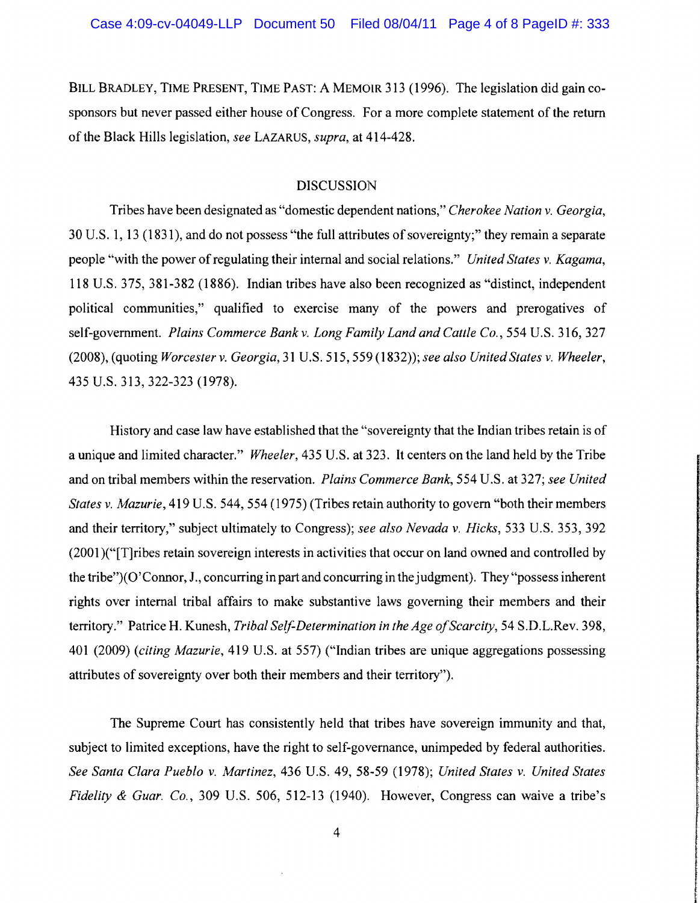BILL BRADLEY, TIME PRESENT, TIME PAST: A MEMOIR 313 (1996). The legislation did gain co-sponsors but never passed either house of Congress. For a more complete statement of the return of the Black Hills legislation, *see* LAZARUS, *supra*, at 414-428.

## DISCUSSION

Tribes have been designated as "domestic dependent nations," *Cherokee Nation v. Georgia*, 30 U.S. 1, 13 (1831), and do not possess "the full attributes of sovereignty;" they remain a separate people "with the power of regulating their internal and social relations." *United States v. Kagama*, 118 U.S. 375, 381-382 (1886). Indian tribes have also been recognized as "distinct, independent political communities," qualified to exercise many of the powers and prerogatives of self-government. *Plains Commerce Bank v. Long Family Land and Cattle Co.*, 554 U.S. 316, 327 (2008), (quoting *Worcester v. Georgia*, 31 U.S. 515, 559 (1832)); *see also United States v. Wheeler*, 435 U.S. 313, 322-323 (1978).

History and case law have established that the "sovereignty that the Indian tribes retain is of a unique and limited character." *Wheeler*, 435 U.S. at 323. It centers on the land held by the Tribe and on tribal members within the reservation. *Plains Commerce Bank*, 554 U.S. at 327; *see United States v. Mazurie*, 419 U.S. 544, 554 (1975) (Tribes retain authority to govern "both their members and their territory," subject ultimately to Congress); *see also Nevada v. Hicks*, 533 U.S. 353, 392 (2001)("[T]ribes retain sovereign interests in activities that occur on land owned and controlled by the tribe")(O'Connor, J., concurring in part and concurring in the judgment). They "possess inherent rights over internal tribal affairs to make substantive laws governing their members and their territory." Patrice H. Kunesh, *Tribal Self-Determination in the Age of Scarcity*, 54 S.D.L.Rev. 398, 401 (2009) (*citing Mazurie*, 419 U.S. at 557) ("Indian tribes are unique aggregations possessing attributes of sovereignty over both their members and their territory").

The Supreme Court has consistently held that tribes have sovereign immunity and that, subject to limited exceptions, have the right to self-governance, unimpeded by federal authorities. *See Santa Clara Pueblo v. Martinez*, 436 U.S. 49, 58-59 (1978); *United States v. United States Fidelity & Guar. Co.*, 309 U.S. 506, 512-13 (1940). However, Congress can waive a tribe's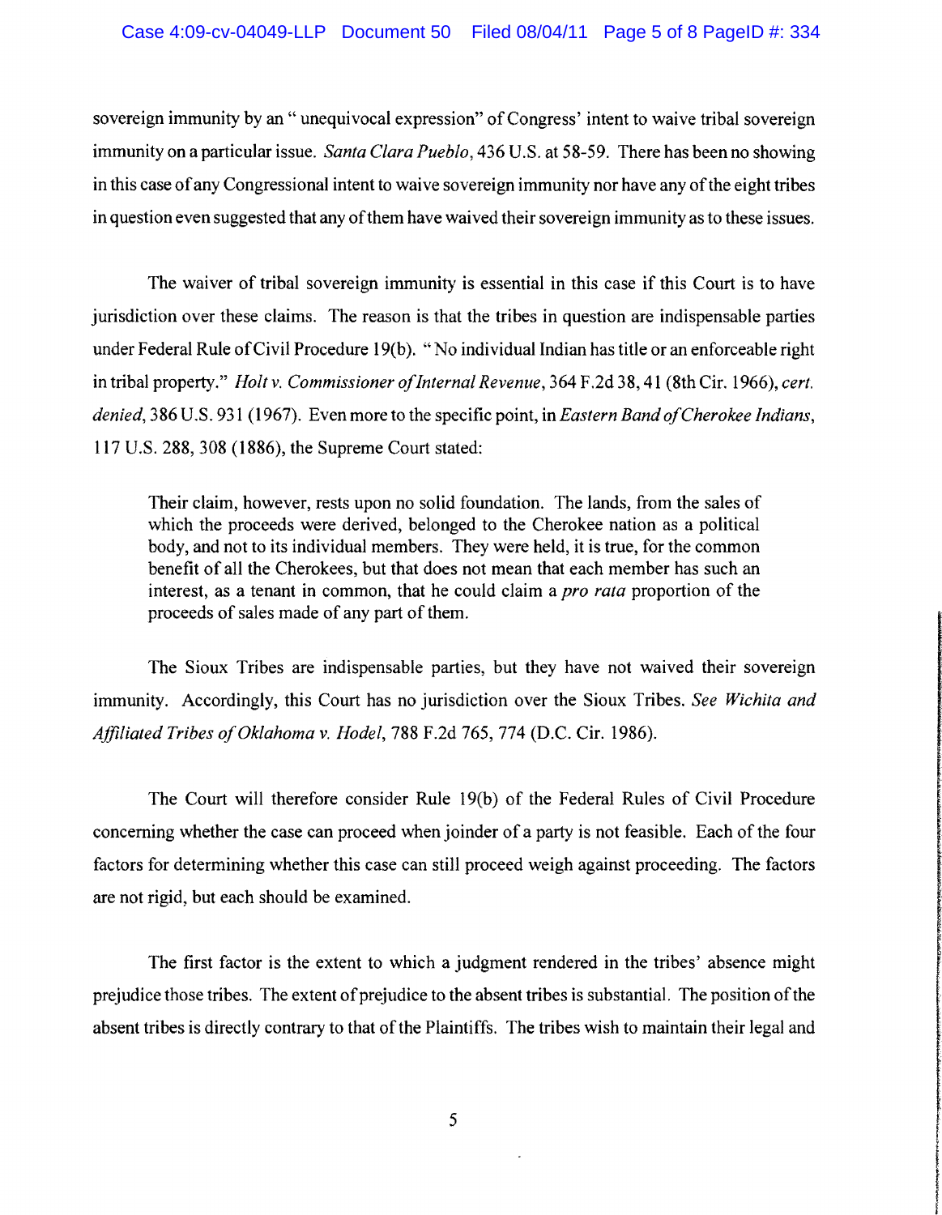sovereign immunity by an " unequivocal expression" of Congress' intent to waive tribal sovereign immunity on a particular issue. *Santa Clara Pueblo*, 436 U.S. at 58-59. There has been no showing in this case of any Congressional intent to waive sovereign immunity nor have any of the eight tribes in question even suggested that any of them have waived their sovereign immunity as to these issues.

The waiver of tribal sovereign immunity is essential in this case if this Court is to have jurisdiction over these claims. The reason is that the tribes in question are indispensable parties under Federal Rule of Civil Procedure 19(b). " No individual Indian has title or an enforceable right in tribal property." *Holt v. Commissioner of Internal Revenue*, 364 F.2d 38, 41 (8th Cir. 1966), *cert. denied*, 386 U.S. 931 (1967). Even more to the specific point, in *Eastern Band of Cherokee Indians*, 117 U.S. 288, 308 (1886), the Supreme Court stated:

> Their claim, however, rests upon no solid foundation. The lands, from the sales of which the proceeds were derived, belonged to the Cherokee nation as a political body, and not to its individual members. They were held, it is true, for the common benefit of all the Cherokees, but that does not mean that each member has such an interest, as a tenant in common, that he could claim a *pro rata* proportion of the proceeds of sales made of any part of them.

The Sioux Tribes are indispensable parties, but they have not waived their sovereign immunity. Accordingly, this Court has no jurisdiction over the Sioux Tribes. *See Wichita and Affiliated Tribes of Oklahoma v. Hodel*, 788 F.2d 765, 774 (D.C. Cir. 1986).

The Court will therefore consider Rule 19(b) of the Federal Rules of Civil Procedure concerning whether the case can proceed when joinder of a party is not feasible. Each of the four factors for determining whether this case can still proceed weigh against proceeding. The factors are not rigid, but each should be examined.

The first factor is the extent to which a judgment rendered in the tribes' absence might prejudice those tribes. The extent of prejudice to the absent tribes is substantial. The position of the absent tribes is directly contrary to that of the Plaintiffs. The tribes wish to maintain their legal and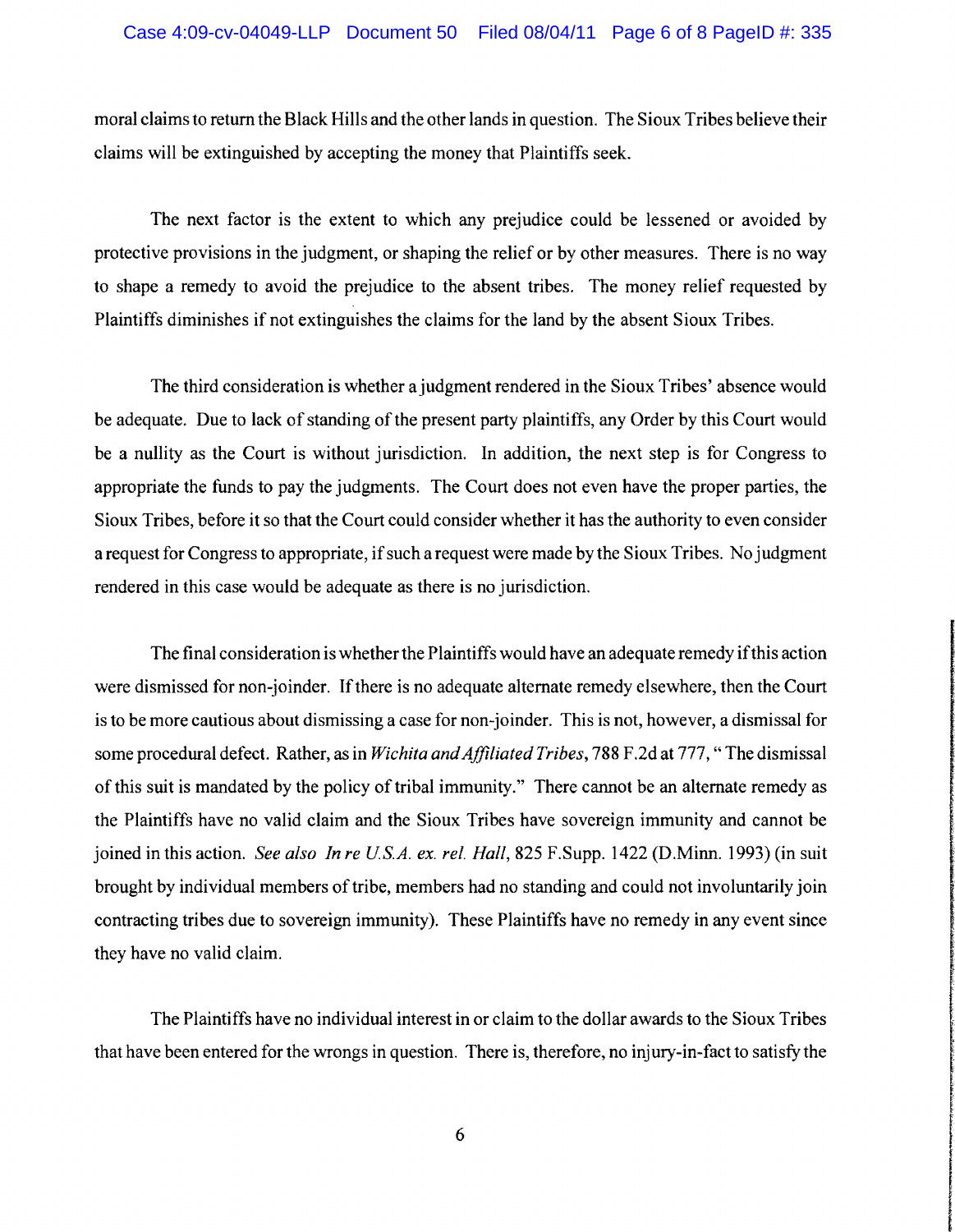moral claims to return the Black Hills and the other lands in question. The Sioux Tribes believe their claims will be extinguished by accepting the money that Plaintiffs seek.

The next factor is the extent to which any prejudice could be lessened or avoided by protective provisions in the judgment, or shaping the relief or by other measures. There is no way to shape a remedy to avoid the prejudice to the absent tribes. The money relief requested by Plaintiffs diminishes if not extinguishes the claims for the land by the absent Sioux Tribes.

The third consideration is whether a judgment rendered in the Sioux Tribes' absence would be adequate. Due to lack of standing of the present party plaintiffs, any Order by this Court would be a nullity as the Court is without jurisdiction. In addition, the next step is for Congress to appropriate the funds to pay the judgments. The Court does not even have the proper parties, the Sioux Tribes, before it so that the Court could consider whether it has the authority to even consider a request for Congress to appropriate, if such a request were made by the Sioux Tribes. No judgment rendered in this case would be adequate as there is no jurisdiction.

The final consideration is whether the Plaintiffs would have an adequate remedy if this action were dismissed for non-joinder. If there is no adequate alternate remedy elsewhere, then the Court is to be more cautious about dismissing a case for non-joinder. This is not, however, a dismissal for some procedural defect. Rather, as in *Wichita and Affiliated Tribes*, 788 F.2d at 777, " The dismissal of this suit is mandated by the policy of tribal immunity." There cannot be an alternate remedy as the Plaintiffs have no valid claim and the Sioux Tribes have sovereign immunity and cannot be joined in this action. *See also In re U.S.A. ex. rel. Hall*, 825 F.Supp. 1422 (D.Minn. 1993) (in suit brought by individual members of tribe, members had no standing and could not involuntarily join contracting tribes due to sovereign immunity). These Plaintiffs have no remedy in any event since they have no valid claim.

The Plaintiffs have no individual interest in or claim to the dollar awards to the Sioux Tribes that have been entered for the wrongs in question. There is, therefore, no injury-in-fact to satisfy the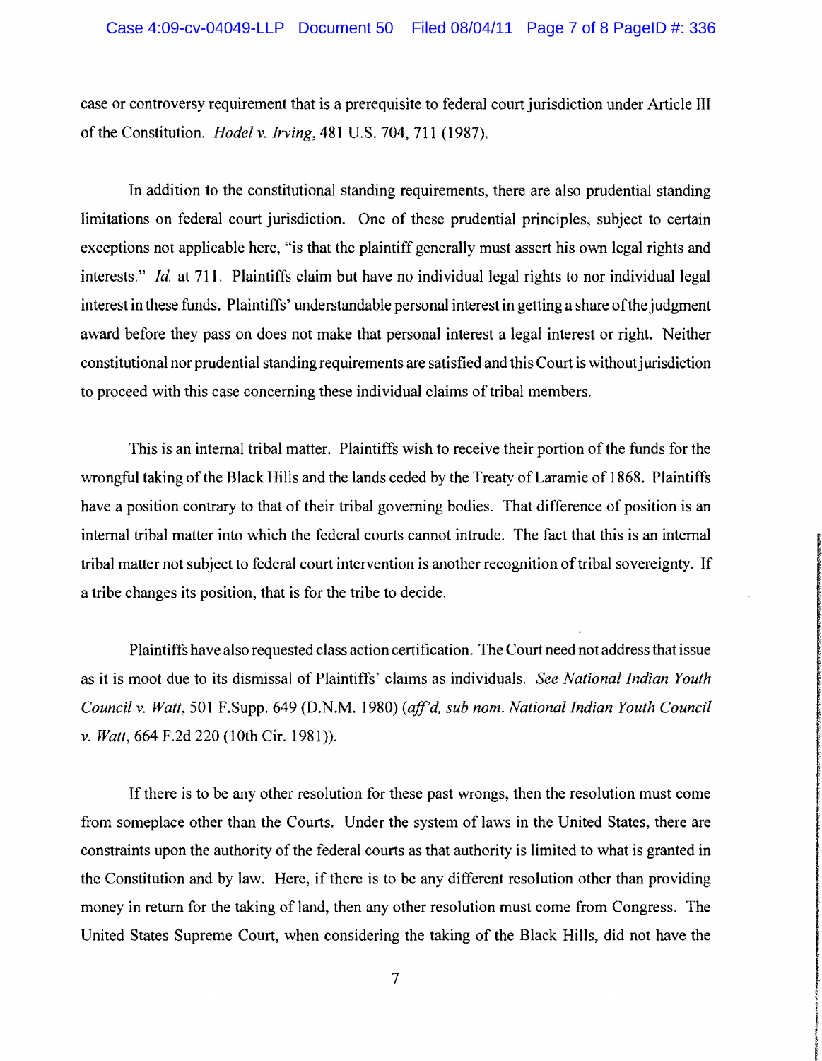case or controversy requirement that is a prerequisite to federal court jurisdiction under Article III of the Constitution. *Hodel v. Irving*, 481 U.S. 704, 711 (1987).

In addition to the constitutional standing requirements, there are also prudential standing limitations on federal court jurisdiction. One of these prudential principles, subject to certain exceptions not applicable here, "is that the plaintiff generally must assert his own legal rights and interests." *Id.* at 711. Plaintiffs claim but have no individual legal rights to nor individual legal interest in these funds. Plaintiffs' understandable personal interest in getting a share of the judgment award before they pass on does not make that personal interest a legal interest or right. Neither constitutional nor prudential standing requirements are satisfied and this Court is without jurisdiction to proceed with this case concerning these individual claims of tribal members.

This is an internal tribal matter. Plaintiffs wish to receive their portion of the funds for the wrongful taking of the Black Hills and the lands ceded by the Treaty of Laramie of 1868. Plaintiffs have a position contrary to that of their tribal governing bodies. That difference of position is an internal tribal matter into which the federal courts cannot intrude. The fact that this is an internal tribal matter not subject to federal court intervention is another recognition of tribal sovereignty. If a tribe changes its position, that is for the tribe to decide.

Plaintiffs have also requested class action certification. The Court need not address that issue as it is moot due to its dismissal of Plaintiffs' claims as individuals. *See National Indian Youth Council v. Watt*, 501 F.Supp. 649 (D.N.M. 1980) (*aff'd, sub nom. National Indian Youth Council v. Watt*, 664 F.2d 220 (10th Cir. 1981)).

If there is to be any other resolution for these past wrongs, then the resolution must come from someplace other than the Courts. Under the system of laws in the United States, there are constraints upon the authority of the federal courts as that authority is limited to what is granted in the Constitution and by law. Here, if there is to be any different resolution other than providing money in return for the taking of land, then any other resolution must come from Congress. The United States Supreme Court, when considering the taking of the Black Hills, did not have the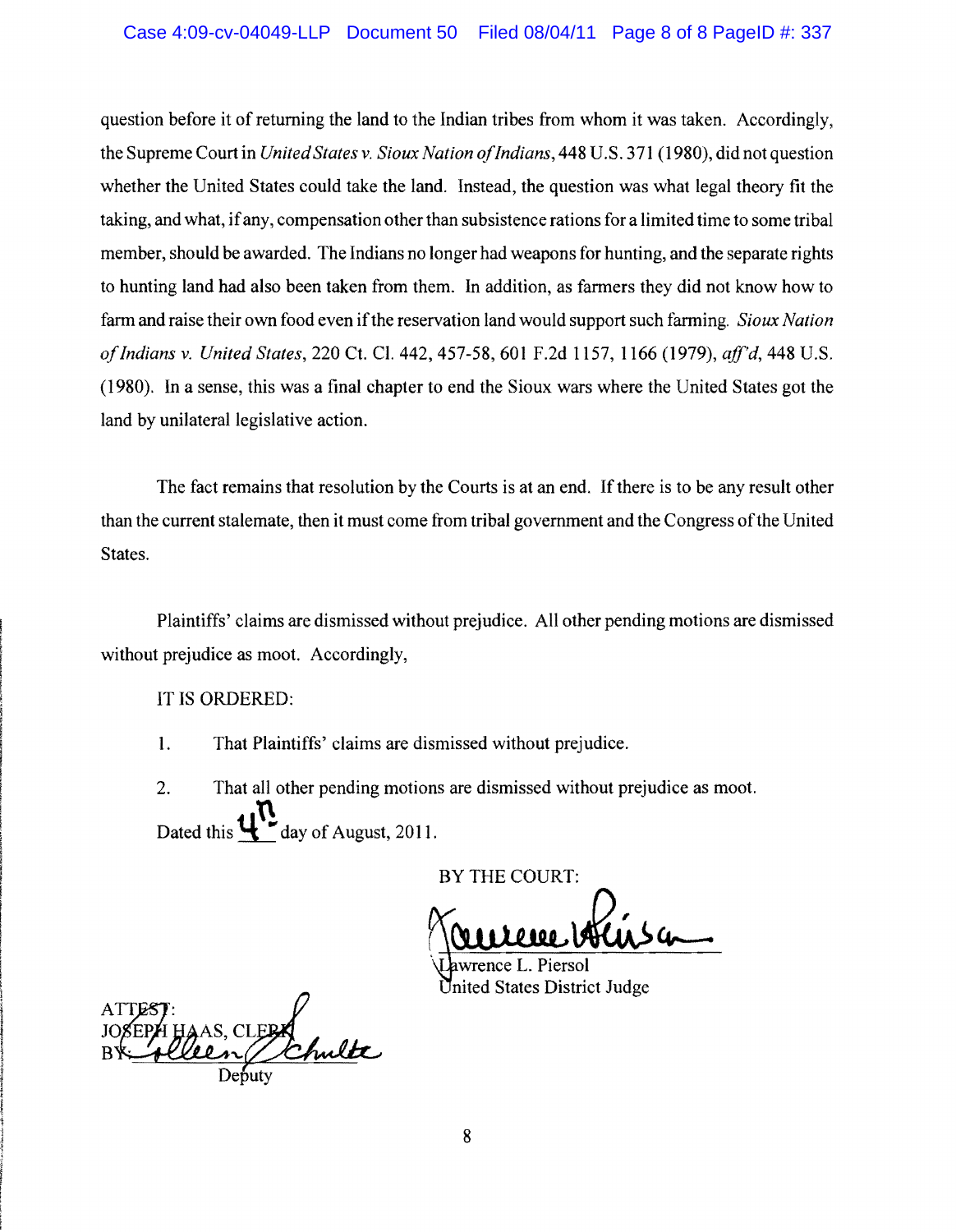question before it of returning the land to the Indian tribes from whom it was taken. Accordingly, the Supreme Court in *United States v. Sioux Nation of Indians*, 448 U.S. 371 (1980), did not question whether the United States could take the land. Instead, the question was what legal theory fit the taking, and what, if any, compensation other than subsistence rations for a limited time to some tribal member, should be awarded. The Indians no longer had weapons for hunting, and the separate rights to hunting land had also been taken from them. In addition, as farmers they did not know how to farm and raise their own food even if the reservation land would support such farming. *Sioux Nation of Indians v. United States*, 220 Ct. Cl. 442, 457-58, 601 F.2d 1157, 1166 (1979), *aff'd*, 448 U.S. (1980). In a sense, this was a final chapter to end the Sioux wars where the United States got the land by unilateral legislative action.

The fact remains that resolution by the Courts is at an end. If there is to be any result other than the current stalemate, then it must come from tribal government and the Congress of the United States.

Plaintiffs' claims are dismissed without prejudice. All other pending motions are dismissed without prejudice as moot. Accordingly,

IT IS ORDERED:

1. That Plaintiffs' claims are dismissed without prejudice.
2. That all other pending motions are dismissed without prejudice as moot.

Dated this 4th day of August, 2011.

BY THE COURT:

Lawrence L. Piersol
United States District Judge

ATTEST:
JOSEPH HAAS, CLERK
BY: Deputy